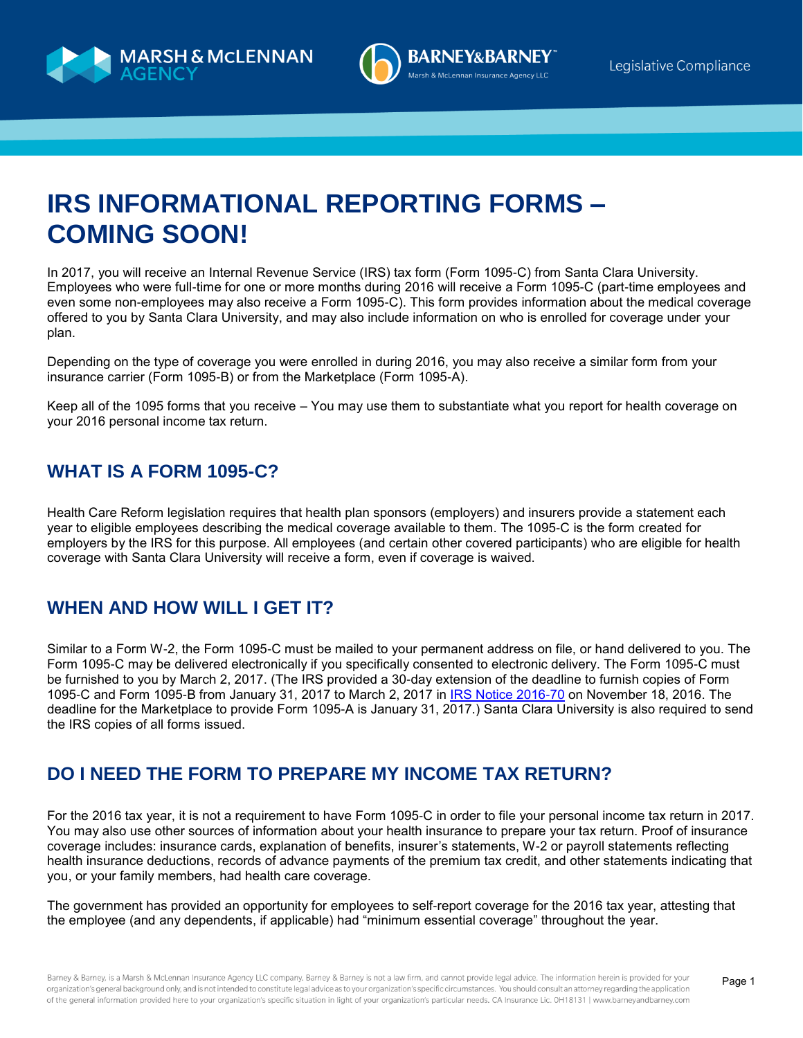# IRS INFORMATIONAL REPORTING FORMS – COMING SOON!

In 2017, you will receive an Internal Revenue Service (IRS) tax form (Form 1095-C) from Santa Clara University. Employees who were full-time for one or more months during 2016 will receive a Form 1095-C (part-time employees and even some non-employees may also receive a Form 1095-C). This form provides information about the medical coverage offered to you by Santa Clara University, and may also include information on who is enrolled for coverage under your plan.

Depending on the type of coverage you were enrolled in during 2016, you may also receive a similar form from your insurance carrier (Form 1095-B) or from the Marketplace (Form 1095-A).

Keep all of the 1095 forms that you receive – You may use them to substantiate what you report for health coverage on your 2016 personal income tax return.

## WHAT IS A FORM 1095-C?

Health Care Reform legislation requires that health plan sponsors (employers) and insurers provide a statement each year to eligible employees describing the medical coverage available to them. The 1095-C is the form created for employers by the IRS for this purpose. All employees (and certain other covered participants) who are eligible for health coverage with Santa Clara University will receive a form, even if coverage is waived.

## WHEN AND HOW WILL I GET IT?

Similar to a Form W-2, the Form 1095-C must be mailed to your permanent address on file, or hand delivered to you. The Form 1095-C may be delivered electronically if you specifically consented to electronic delivery. The Form 1095-C must be furnished to you by March 2, 2017. (The IRS provided a 30-day extension of the deadline to furnish copies of Form 1095-C and Form 1095-B from January 31, 2017 to March 2, 2017 in IRS Notice 2016-70 on November 18, 2016. The deadline for the Marketplace to provide Form 1095-A is January 31, 2017.) Santa Clara University is also required to send the IRS copies of all forms issued.

## DO I NEED THE FORM TO PREPARE MY INCOME TAX RETURN?

For the 2016 tax year, it is not a requirement to have Form 1095-C in order to file your personal income tax return in 2017. You may also use other sources of information about your health insurance to prepare your tax return. Proof of insurance coverage includes: insurance cards, explanation of benefits, insurer's statements, W-2 or payroll statements reflecting health insurance deductions, records of advance payments of the premium tax credit, and other statements indicating that you, or your family members, had health care coverage.

The government has provided an opportunity for employees to self-report coverage for the 2016 tax year, attesting that the employee (and any dependents, if applicable) had "minimum essential coverage" throughout the year.

Barney & Barney, is a Marsh & McLennan Insurance Agency LLC company. Barney & Barney is not a law firm, and cannot provide legal advice. The information herein is provided for your organization's general background only, and is not intended to constitute legal advice as to your organization's specific circumstances. You should consult an attorney regarding the application of the general information provided here to your organization's specific situation in light of your organization's particular needs. CA Insurance Lic. 0H18131 | www.barneyandbarney.com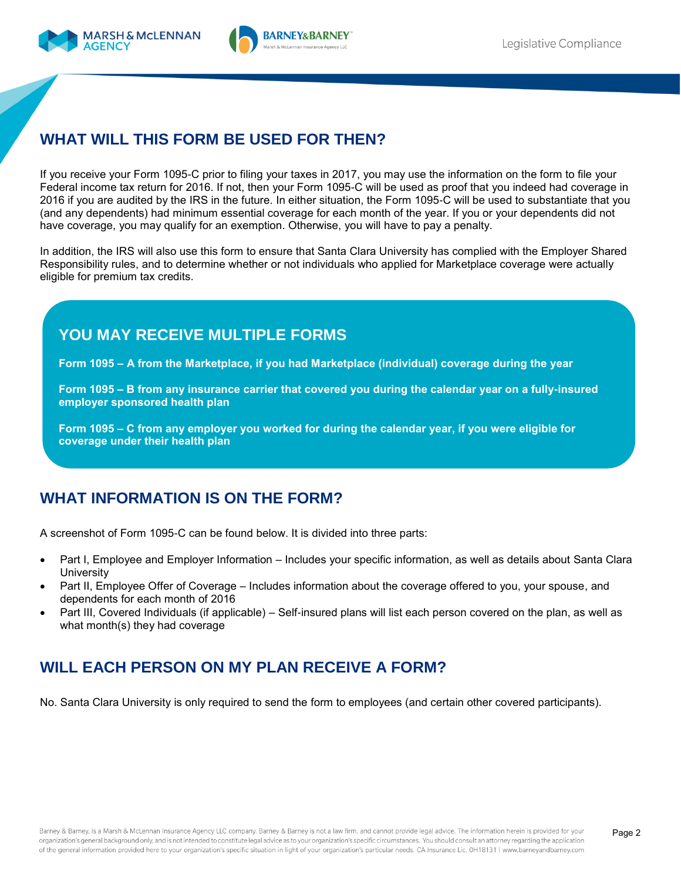## WHAT WILL THIS FORM BE USED FOR THEN?

If you receive your Form 1095-C prior to filing your taxes in 2017, you may use the information on the form to file your Federal income tax return for 2016. If not, then your Form 1095-C will be used as proof that you indeed had coverage in 2016 if you are audited by the IRS in the future. In either situation, the Form 1095-C will be used to substantiate that you (and any dependents) had minimum essential coverage for each month of the year. If you or your dependents did not have coverage, you may qualify for an exemption. Otherwise, you will have to pay a penalty.

In addition, the IRS will also use this form to ensure that Santa Clara University has complied with the Employer Shared Responsibility rules, and to determine whether or not individuals who applied for Marketplace coverage were actually eligible for premium tax credits.

### YOU MAY RECEIVE MULTIPLE FORMS

**Form 1095 – A from the Marketplace, if you had Marketplace (individual) coverage during the year**

**Form 1095 – B from any insurance carrier that covered you during the calendar year on a fully-insured employer sponsored health plan**

**Form 1095 – C from any employer you worked for during the calendar year, if you were eligible for coverage under their health plan**

## WHAT INFORMATION IS ON THE FORM?

A screenshot of Form 1095-C can be found below. It is divided into three parts:

- Part I, Employee and Employer Information – Includes your specific information, as well as details about Santa Clara University
- Part II, Employee Offer of Coverage – Includes information about the coverage offered to you, your spouse, and dependents for each month of 2016
- Part III, Covered Individuals (if applicable) – Self-insured plans will list each person covered on the plan, as well as what month(s) they had coverage

## WILL EACH PERSON ON MY PLAN RECEIVE A FORM?

No. Santa Clara University is only required to send the form to employees (and certain other covered participants).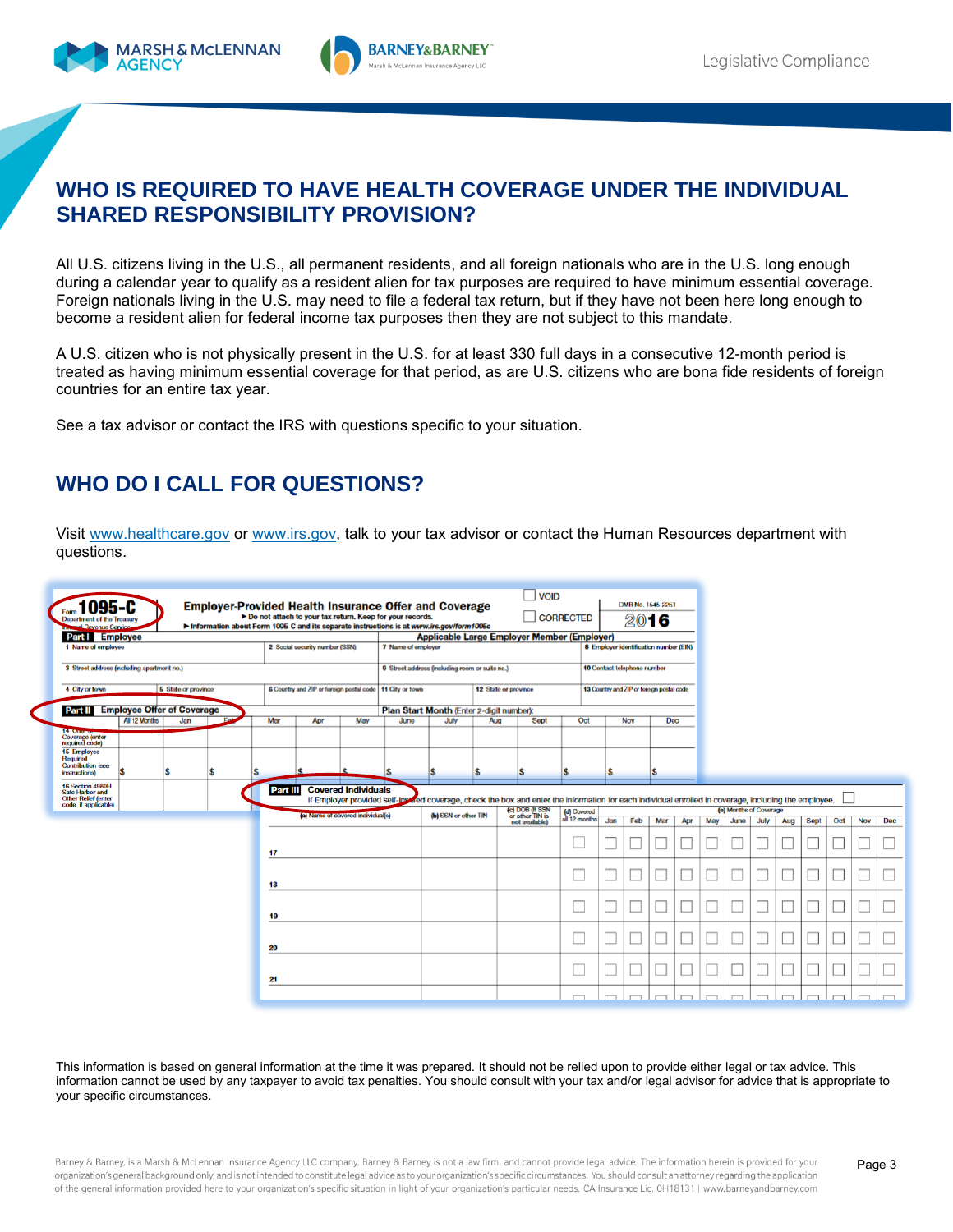## WHO IS REQUIRED TO HAVE HEALTH COVERAGE UNDER THE INDIVIDUAL SHARED RESPONSIBILITY PROVISION?

All U.S. citizens living in the U.S., all permanent residents, and all foreign nationals who are in the U.S. long enough during a calendar year to qualify as a resident alien for tax purposes are required to have minimum essential coverage. Foreign nationals living in the U.S. may need to file a federal tax return, but if they have not been here long enough to become a resident alien for federal income tax purposes then they are not subject to this mandate.

A U.S. citizen who is not physically present in the U.S. for at least 330 full days in a consecutive 12-month period is treated as having minimum essential coverage for that period, as are U.S. citizens who are bona fide residents of foreign countries for an entire tax year.

See a tax advisor or contact the IRS with questions specific to your situation.

## WHO DO I CALL FOR QUESTIONS?

Visit www.healthcare.gov or www.irs.gov, talk to your tax advisor or contact the Human Resources department with questions.

This information is based on general information at the time it was prepared. It should not be relied upon to provide either legal or tax advice. This information cannot be used by any taxpayer to avoid tax penalties. You should consult with your tax and/or legal advisor for advice that is appropriate to your specific circumstances.

Barney & Barney, is a Marsh & McLennan Insurance Agency LLC company. Barney & Barney is not a law firm, and cannot provide legal advice. The information herein is provided for your organization's general background only, and is not intended to constitute legal advice as to your organization's specific circumstances. You should consult an attorney regarding the application of the general information provided here to your organization's specific situation in light of your organization's particular needs. CA Insurance Lic. 0H18131 | www.barneyandbarney.com